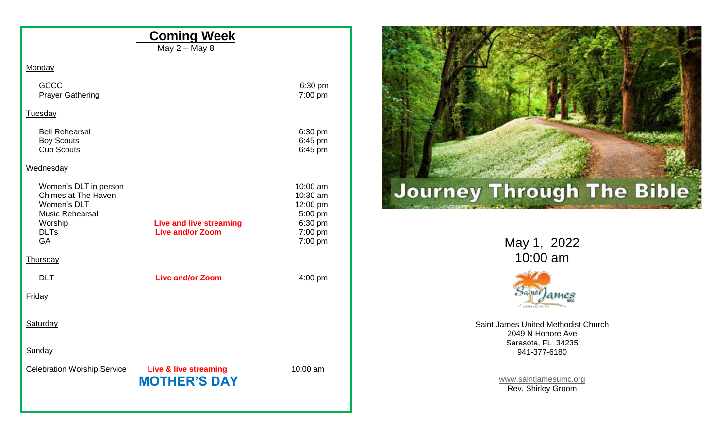## Coming Week

May 2 – May 8

**Monday**

| | | |
|---|---|---|
| GCCC | | 6:30 pm |
| Prayer Gathering | | 7:00 pm |

**Tuesday**

| | | |
|---|---|---|
| Bell Rehearsal | | 6:30 pm |
| Boy Scouts | | 6:45 pm |
| Cub Scouts | | 6:45 pm |

**Wednesday**

| | | |
|---|---|---|
| Women's DLT in person | | 10:00 am |
| Chimes at The Haven | | 10:30 am |
| Women's DLT | | 12:00 pm |
| Music Rehearsal | | 5:00 pm |
| Worship | **Live and live streaming** | 6:30 pm |
| DLTs | **Live and/or Zoom** | 7:00 pm |
| GA | | 7:00 pm |

**Thursday**

| | | |
|---|---|---|
| DLT | **Live and/or Zoom** | 4:00 pm |

**Friday**

**Saturday**

**Sunday**

| | | |
|---|---|---|
| Celebration Worship Service | **Live & live streaming** | 10:00 am |

**MOTHER'S DAY**

# Journey Through The Bible

May 1, 2022
10:00 am

Saint James United Methodist Church
2049 N Honore Ave
Sarasota, FL 34235
941-377-6180

www.saintjamesumc.org
Rev. Shirley Groom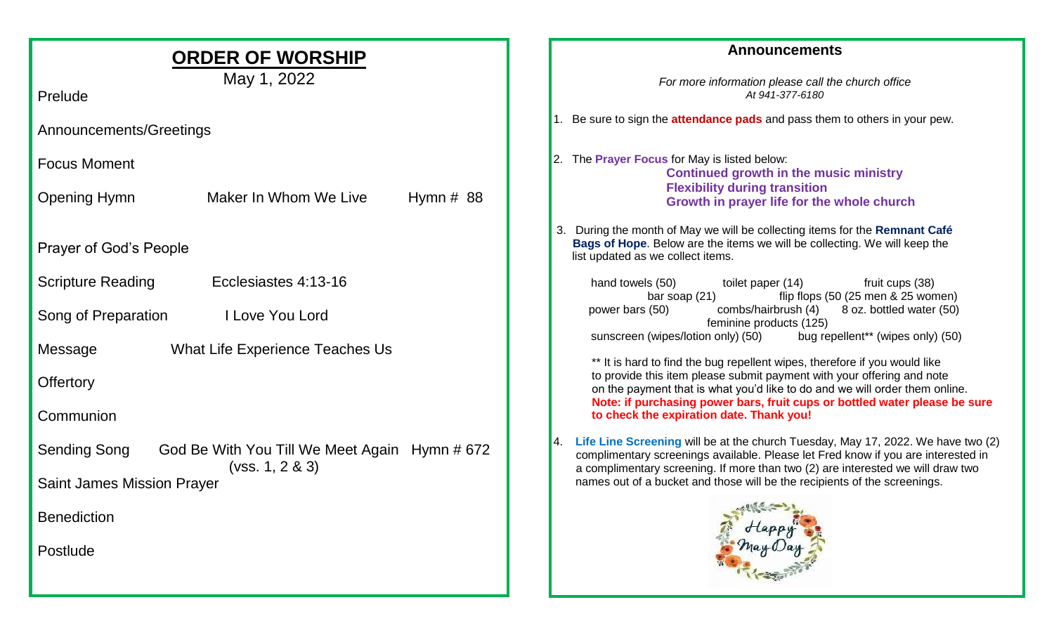# ORDER OF WORSHIP

May 1, 2022

Prelude

Announcements/Greetings

Focus Moment

Opening Hymn — Maker In Whom We Live — Hymn # 88

Prayer of God's People

Scripture Reading — Ecclesiastes 4:13-16

Song of Preparation — I Love You Lord

Message — What Life Experience Teaches Us

Offertory

Communion

Sending Song — God Be With You Till We Meet Again — Hymn # 672 (vss. 1, 2 & 3)

Saint James Mission Prayer

Benediction

Postlude

## Announcements

*For more information please call the church office*
*At 941-377-6180*

1. Be sure to sign the **attendance pads** and pass them to others in your pew.

2. The **Prayer Focus** for May is listed below:
   **Continued growth in the music ministry**
   **Flexibility during transition**
   **Growth in prayer life for the whole church**

3. During the month of May we will be collecting items for the **Remnant Café Bags of Hope**. Below are the items we will be collecting. We will keep the list updated as we collect items.

   hand towels (50) toilet paper (14) fruit cups (38)
   bar soap (21) flip flops (50 (25 men & 25 women)
   power bars (50) combs/hairbrush (4) 8 oz. bottled water (50)
   feminine products (125)
   sunscreen (wipes/lotion only) (50) bug repellent** (wipes only) (50)

   ** It is hard to find the bug repellent wipes, therefore if you would like to provide this item please submit payment with your offering and note on the payment that is what you'd like to do and we will order them online.
   **Note: if purchasing power bars, fruit cups or bottled water please be sure to check the expiration date. Thank you!**

4. **Life Line Screening** will be at the church Tuesday, May 17, 2022. We have two (2) complimentary screenings available. Please let Fred know if you are interested in a complimentary screening. If more than two (2) are interested we will draw two names out of a bucket and those will be the recipients of the screenings.

Happy May Day